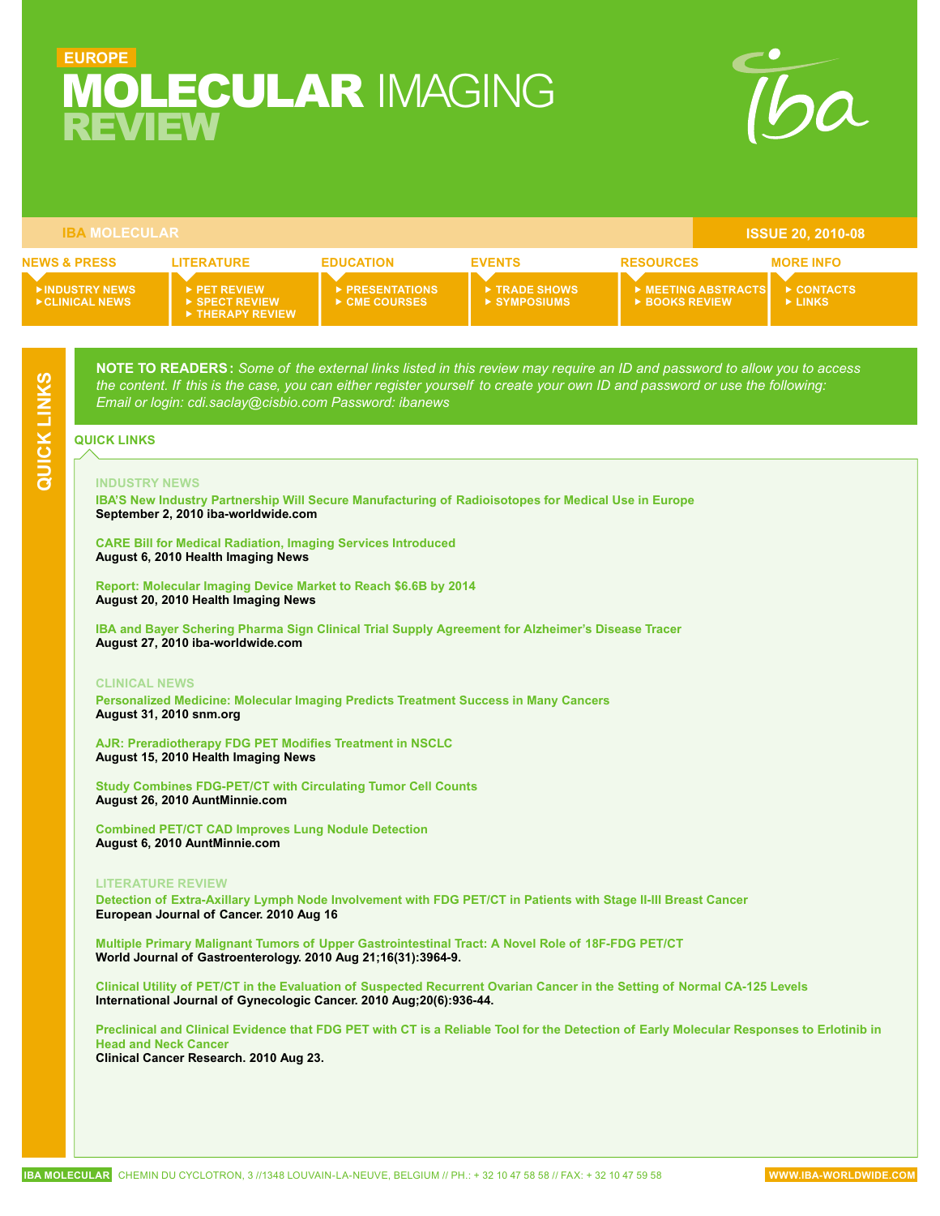EUROPE

# MOLECULAR IMAGING REVIEW

IBA MOLECULAR

ISSUE 20, 2010-08

| NEWS & PRESS | LITERATURE | EDUCATION | EVENTS | RESOURCES | MORE INFO |
|---|---|---|---|---|---|
| ▸ INDUSTRY NEWS<br>▸ CLINICAL NEWS | ▸ PET REVIEW<br>▸ SPECT REVIEW<br>▸ THERAPY REVIEW | ▸ PRESENTATIONS<br>▸ CME COURSES | ▸ TRADE SHOWS<br>▸ SYMPOSIUMS | ▸ MEETING ABSTRACTS<br>▸ BOOKS REVIEW | ▸ CONTACTS<br>▸ LINKS |

**NOTE TO READERS:** *Some of the external links listed in this review may require an ID and password to allow you to access the content. If this is the case, you can either register yourself to create your own ID and password or use the following: Email or login: cdi.saclay@cisbio.com Password: ibanews*

## QUICK LINKS

### INDUSTRY NEWS

**IBA'S New Industry Partnership Will Secure Manufacturing of Radioisotopes for Medical Use in Europe**
**September 2, 2010 iba-worldwide.com**

**CARE Bill for Medical Radiation, Imaging Services Introduced**
**August 6, 2010 Health Imaging News**

**Report: Molecular Imaging Device Market to Reach $6.6B by 2014**
**August 20, 2010 Health Imaging News**

**IBA and Bayer Schering Pharma Sign Clinical Trial Supply Agreement for Alzheimer's Disease Tracer**
**August 27, 2010 iba-worldwide.com**

### CLINICAL NEWS

**Personalized Medicine: Molecular Imaging Predicts Treatment Success in Many Cancers**
**August 31, 2010 snm.org**

**AJR: Preradiotherapy FDG PET Modifies Treatment in NSCLC**
**August 15, 2010 Health Imaging News**

**Study Combines FDG-PET/CT with Circulating Tumor Cell Counts**
**August 26, 2010 AuntMinnie.com**

**Combined PET/CT CAD Improves Lung Nodule Detection**
**August 6, 2010 AuntMinnie.com**

### LITERATURE REVIEW

**Detection of Extra-Axillary Lymph Node Involvement with FDG PET/CT in Patients with Stage II-III Breast Cancer**
**European Journal of Cancer. 2010 Aug 16**

**Multiple Primary Malignant Tumors of Upper Gastrointestinal Tract: A Novel Role of 18F-FDG PET/CT**
**World Journal of Gastroenterology. 2010 Aug 21;16(31):3964-9.**

**Clinical Utility of PET/CT in the Evaluation of Suspected Recurrent Ovarian Cancer in the Setting of Normal CA-125 Levels**
**International Journal of Gynecologic Cancer. 2010 Aug;20(6):936-44.**

**Preclinical and Clinical Evidence that FDG PET with CT is a Reliable Tool for the Detection of Early Molecular Responses to Erlotinib in Head and Neck Cancer**
**Clinical Cancer Research. 2010 Aug 23.**

IBA MOLECULAR CHEMIN DU CYCLOTRON, 3 //1348 LOUVAIN-LA-NEUVE, BELGIUM // PH.: + 32 10 47 58 58 // FAX: + 32 10 47 59 58 WWW.IBA-WORLDWIDE.COM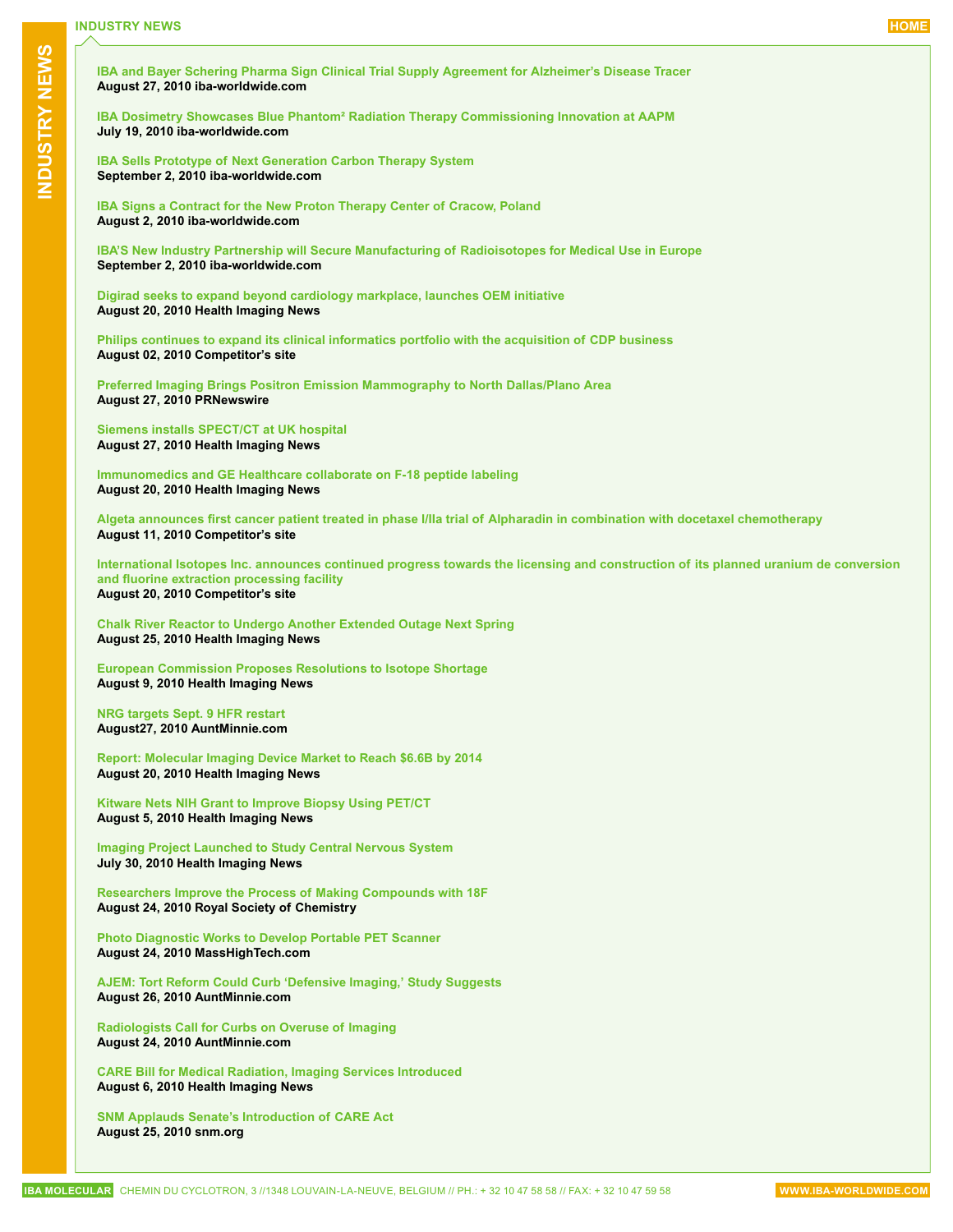# INDUSTRY NEWS

**IBA and Bayer Schering Pharma Sign Clinical Trial Supply Agreement for Alzheimer's Disease Tracer**
**August 27, 2010 iba-worldwide.com**

**IBA Dosimetry Showcases Blue Phantom² Radiation Therapy Commissioning Innovation at AAPM**
**July 19, 2010 iba-worldwide.com**

**IBA Sells Prototype of Next Generation Carbon Therapy System**
**September 2, 2010 iba-worldwide.com**

**IBA Signs a Contract for the New Proton Therapy Center of Cracow, Poland**
**August 2, 2010 iba-worldwide.com**

**IBA'S New Industry Partnership will Secure Manufacturing of Radioisotopes for Medical Use in Europe**
**September 2, 2010 iba-worldwide.com**

**Digirad seeks to expand beyond cardiology markplace, launches OEM initiative**
**August 20, 2010 Health Imaging News**

**Philips continues to expand its clinical informatics portfolio with the acquisition of CDP business**
**August 02, 2010 Competitor's site**

**Preferred Imaging Brings Positron Emission Mammography to North Dallas/Plano Area**
**August 27, 2010 PRNewswire**

**Siemens installs SPECT/CT at UK hospital**
**August 27, 2010 Health Imaging News**

**Immunomedics and GE Healthcare collaborate on F-18 peptide labeling**
**August 20, 2010 Health Imaging News**

**Algeta announces first cancer patient treated in phase I/IIa trial of Alpharadin in combination with docetaxel chemotherapy**
**August 11, 2010 Competitor's site**

**International Isotopes Inc. announces continued progress towards the licensing and construction of its planned uranium de conversion and fluorine extraction processing facility**
**August 20, 2010 Competitor's site**

**Chalk River Reactor to Undergo Another Extended Outage Next Spring**
**August 25, 2010 Health Imaging News**

**European Commission Proposes Resolutions to Isotope Shortage**
**August 9, 2010 Health Imaging News**

**NRG targets Sept. 9 HFR restart**
**August27, 2010 AuntMinnie.com**

**Report: Molecular Imaging Device Market to Reach $6.6B by 2014**
**August 20, 2010 Health Imaging News**

**Kitware Nets NIH Grant to Improve Biopsy Using PET/CT**
**August 5, 2010 Health Imaging News**

**Imaging Project Launched to Study Central Nervous System**
**July 30, 2010 Health Imaging News**

**Researchers Improve the Process of Making Compounds with 18F**
**August 24, 2010 Royal Society of Chemistry**

**Photo Diagnostic Works to Develop Portable PET Scanner**
**August 24, 2010 MassHighTech.com**

**AJEM: Tort Reform Could Curb 'Defensive Imaging,' Study Suggests**
**August 26, 2010 AuntMinnie.com**

**Radiologists Call for Curbs on Overuse of Imaging**
**August 24, 2010 AuntMinnie.com**

**CARE Bill for Medical Radiation, Imaging Services Introduced**
**August 6, 2010 Health Imaging News**

**SNM Applauds Senate's Introduction of CARE Act**
**August 25, 2010 snm.org**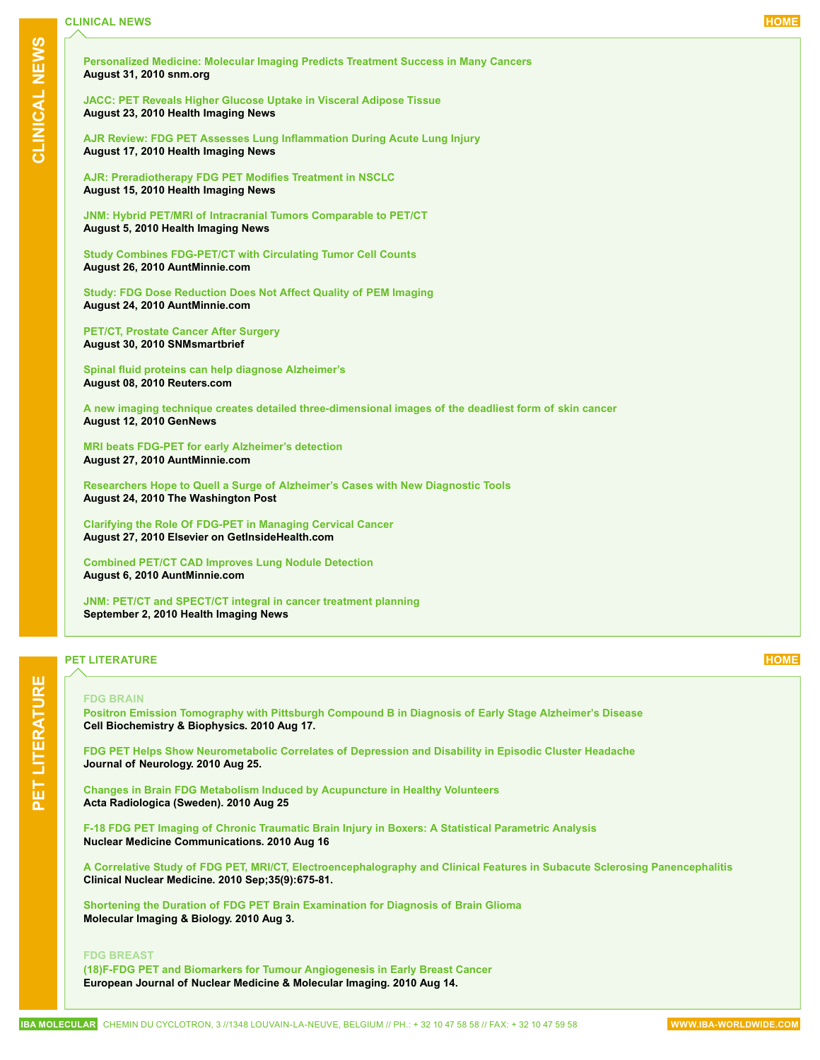## CLINICAL NEWS

**Personalized Medicine: Molecular Imaging Predicts Treatment Success in Many Cancers**
**August 31, 2010 snm.org**

**JACC: PET Reveals Higher Glucose Uptake in Visceral Adipose Tissue**
**August 23, 2010 Health Imaging News**

**AJR Review: FDG PET Assesses Lung Inflammation During Acute Lung Injury**
**August 17, 2010 Health Imaging News**

**AJR: Preradiotherapy FDG PET Modifies Treatment in NSCLC**
**August 15, 2010 Health Imaging News**

**JNM: Hybrid PET/MRI of Intracranial Tumors Comparable to PET/CT**
**August 5, 2010 Health Imaging News**

**Study Combines FDG-PET/CT with Circulating Tumor Cell Counts**
**August 26, 2010 AuntMinnie.com**

**Study: FDG Dose Reduction Does Not Affect Quality of PEM Imaging**
**August 24, 2010 AuntMinnie.com**

**PET/CT, Prostate Cancer After Surgery**
**August 30, 2010 SNMsmartbrief**

**Spinal fluid proteins can help diagnose Alzheimer's**
**August 08, 2010 Reuters.com**

**A new imaging technique creates detailed three-dimensional images of the deadliest form of skin cancer**
**August 12, 2010 GenNews**

**MRI beats FDG-PET for early Alzheimer's detection**
**August 27, 2010 AuntMinnie.com**

**Researchers Hope to Quell a Surge of Alzheimer's Cases with New Diagnostic Tools**
**August 24, 2010 The Washington Post**

**Clarifying the Role Of FDG-PET in Managing Cervical Cancer**
**August 27, 2010 Elsevier on GetInsideHealth.com**

**Combined PET/CT CAD Improves Lung Nodule Detection**
**August 6, 2010 AuntMinnie.com**

**JNM: PET/CT and SPECT/CT integral in cancer treatment planning**
**September 2, 2010 Health Imaging News**

## PET LITERATURE

### FDG BRAIN

**Positron Emission Tomography with Pittsburgh Compound B in Diagnosis of Early Stage Alzheimer's Disease**
**Cell Biochemistry & Biophysics. 2010 Aug 17.**

**FDG PET Helps Show Neurometabolic Correlates of Depression and Disability in Episodic Cluster Headache**
**Journal of Neurology. 2010 Aug 25.**

**Changes in Brain FDG Metabolism Induced by Acupuncture in Healthy Volunteers**
**Acta Radiologica (Sweden). 2010 Aug 25**

**F-18 FDG PET Imaging of Chronic Traumatic Brain Injury in Boxers: A Statistical Parametric Analysis**
**Nuclear Medicine Communications. 2010 Aug 16**

**A Correlative Study of FDG PET, MRI/CT, Electroencephalography and Clinical Features in Subacute Sclerosing Panencephalitis**
**Clinical Nuclear Medicine. 2010 Sep;35(9):675-81.**

**Shortening the Duration of FDG PET Brain Examination for Diagnosis of Brain Glioma**
**Molecular Imaging & Biology. 2010 Aug 3.**

### FDG BREAST

**(18)F-FDG PET and Biomarkers for Tumour Angiogenesis in Early Breast Cancer**
**European Journal of Nuclear Medicine & Molecular Imaging. 2010 Aug 14.**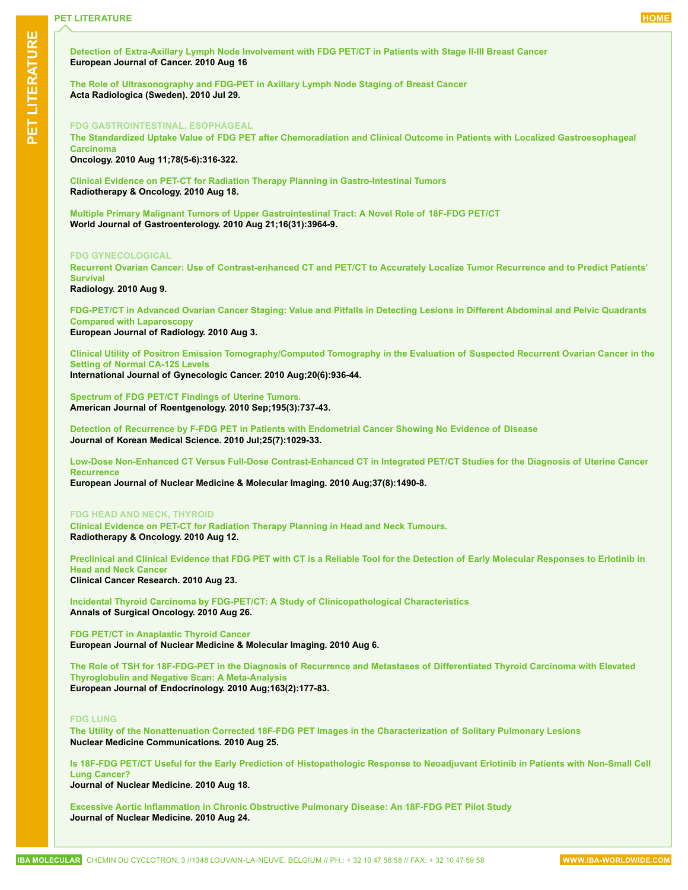# PET LITERATURE

**Detection of Extra-Axillary Lymph Node Involvement with FDG PET/CT in Patients with Stage II-III Breast Cancer**
**European Journal of Cancer. 2010 Aug 16**

**The Role of Ultrasonography and FDG-PET in Axillary Lymph Node Staging of Breast Cancer**
**Acta Radiologica (Sweden). 2010 Jul 29.**

## FDG GASTROINTESTINAL, ESOPHAGEAL

**The Standardized Uptake Value of FDG PET after Chemoradiation and Clinical Outcome in Patients with Localized Gastroesophageal Carcinoma**
**Oncology. 2010 Aug 11;78(5-6):316-322.**

**Clinical Evidence on PET-CT for Radiation Therapy Planning in Gastro-Intestinal Tumors**
**Radiotherapy & Oncology. 2010 Aug 18.**

**Multiple Primary Malignant Tumors of Upper Gastrointestinal Tract: A Novel Role of 18F-FDG PET/CT**
**World Journal of Gastroenterology. 2010 Aug 21;16(31):3964-9.**

## FDG GYNECOLOGICAL

**Recurrent Ovarian Cancer: Use of Contrast-enhanced CT and PET/CT to Accurately Localize Tumor Recurrence and to Predict Patients' Survival**
**Radiology. 2010 Aug 9.**

**FDG-PET/CT in Advanced Ovarian Cancer Staging: Value and Pitfalls in Detecting Lesions in Different Abdominal and Pelvic Quadrants Compared with Laparoscopy**
**European Journal of Radiology. 2010 Aug 3.**

**Clinical Utility of Positron Emission Tomography/Computed Tomography in the Evaluation of Suspected Recurrent Ovarian Cancer in the Setting of Normal CA-125 Levels**
**International Journal of Gynecologic Cancer. 2010 Aug;20(6):936-44.**

**Spectrum of FDG PET/CT Findings of Uterine Tumors.**
**American Journal of Roentgenology. 2010 Sep;195(3):737-43.**

**Detection of Recurrence by F-FDG PET in Patients with Endometrial Cancer Showing No Evidence of Disease**
**Journal of Korean Medical Science. 2010 Jul;25(7):1029-33.**

**Low-Dose Non-Enhanced CT Versus Full-Dose Contrast-Enhanced CT in Integrated PET/CT Studies for the Diagnosis of Uterine Cancer Recurrence**
**European Journal of Nuclear Medicine & Molecular Imaging. 2010 Aug;37(8):1490-8.**

## FDG HEAD AND NECK, THYROID

**Clinical Evidence on PET-CT for Radiation Therapy Planning in Head and Neck Tumours.**
**Radiotherapy & Oncology. 2010 Aug 12.**

**Preclinical and Clinical Evidence that FDG PET with CT is a Reliable Tool for the Detection of Early Molecular Responses to Erlotinib in Head and Neck Cancer**
**Clinical Cancer Research. 2010 Aug 23.**

**Incidental Thyroid Carcinoma by FDG-PET/CT: A Study of Clinicopathological Characteristics**
**Annals of Surgical Oncology. 2010 Aug 26.**

**FDG PET/CT in Anaplastic Thyroid Cancer**
**European Journal of Nuclear Medicine & Molecular Imaging. 2010 Aug 6.**

**The Role of TSH for 18F-FDG-PET in the Diagnosis of Recurrence and Metastases of Differentiated Thyroid Carcinoma with Elevated Thyroglobulin and Negative Scan: A Meta-Analysis**
**European Journal of Endocrinology. 2010 Aug;163(2):177-83.**

## FDG LUNG

**The Utility of the Nonattenuation Corrected 18F-FDG PET Images in the Characterization of Solitary Pulmonary Lesions**
**Nuclear Medicine Communications. 2010 Aug 25.**

**Is 18F-FDG PET/CT Useful for the Early Prediction of Histopathologic Response to Neoadjuvant Erlotinib in Patients with Non-Small Cell Lung Cancer?**
**Journal of Nuclear Medicine. 2010 Aug 18.**

**Excessive Aortic Inflammation in Chronic Obstructive Pulmonary Disease: An 18F-FDG PET Pilot Study**
**Journal of Nuclear Medicine. 2010 Aug 24.**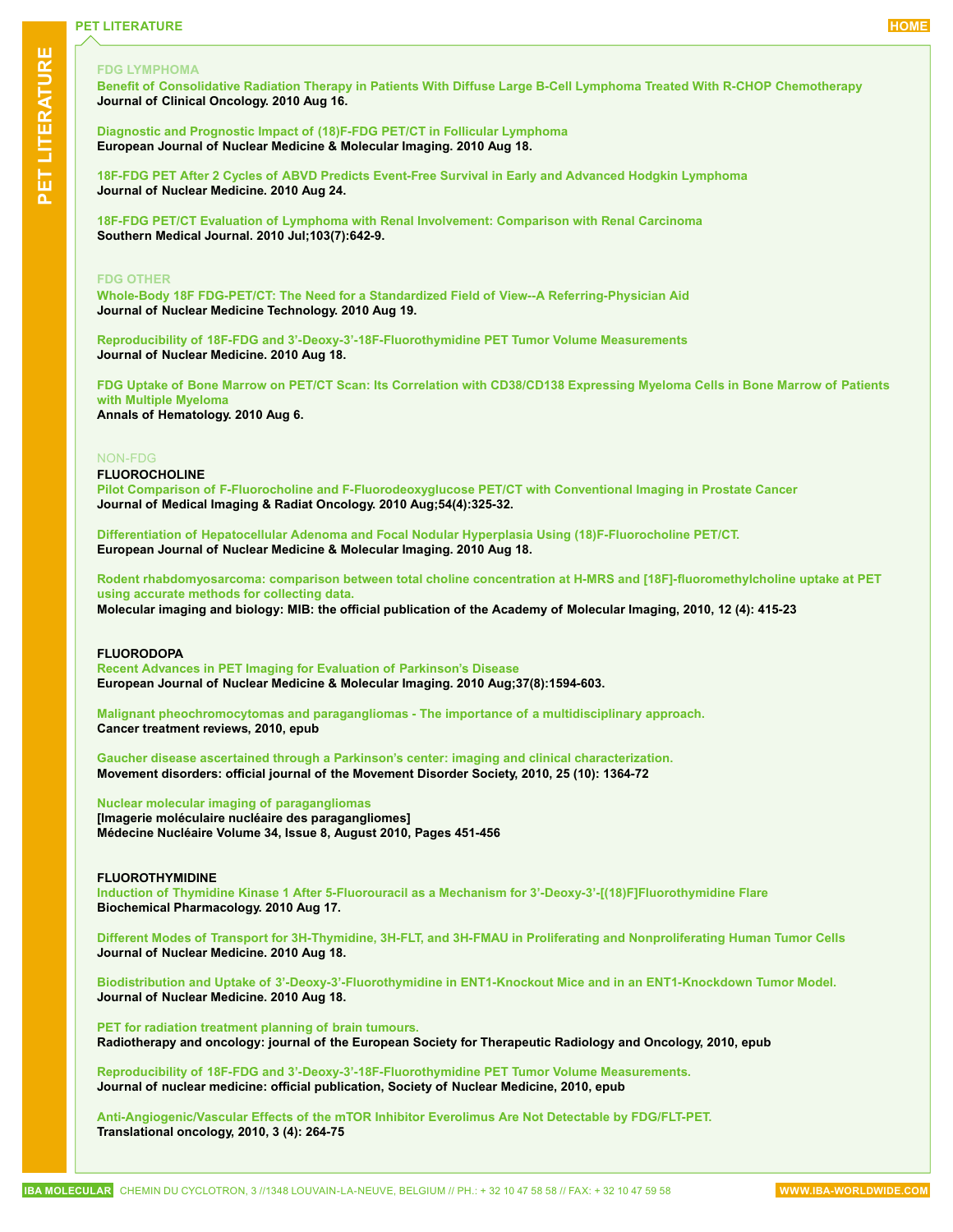# PET LITERATURE

## FDG LYMPHOMA

**Benefit of Consolidative Radiation Therapy in Patients With Diffuse Large B-Cell Lymphoma Treated With R-CHOP Chemotherapy**
**Journal of Clinical Oncology. 2010 Aug 16.**

**Diagnostic and Prognostic Impact of (18)F-FDG PET/CT in Follicular Lymphoma**
**European Journal of Nuclear Medicine & Molecular Imaging. 2010 Aug 18.**

**18F-FDG PET After 2 Cycles of ABVD Predicts Event-Free Survival in Early and Advanced Hodgkin Lymphoma**
**Journal of Nuclear Medicine. 2010 Aug 24.**

**18F-FDG PET/CT Evaluation of Lymphoma with Renal Involvement: Comparison with Renal Carcinoma**
**Southern Medical Journal. 2010 Jul;103(7):642-9.**

## FDG OTHER

**Whole-Body 18F FDG-PET/CT: The Need for a Standardized Field of View--A Referring-Physician Aid**
**Journal of Nuclear Medicine Technology. 2010 Aug 19.**

**Reproducibility of 18F-FDG and 3’-Deoxy-3’-18F-Fluorothymidine PET Tumor Volume Measurements**
**Journal of Nuclear Medicine. 2010 Aug 18.**

**FDG Uptake of Bone Marrow on PET/CT Scan: Its Correlation with CD38/CD138 Expressing Myeloma Cells in Bone Marrow of Patients with Multiple Myeloma**
**Annals of Hematology. 2010 Aug 6.**

## NON-FDG

### FLUOROCHOLINE

**Pilot Comparison of F-Fluorocholine and F-Fluorodeoxyglucose PET/CT with Conventional Imaging in Prostate Cancer**
**Journal of Medical Imaging & Radiat Oncology. 2010 Aug;54(4):325-32.**

**Differentiation of Hepatocellular Adenoma and Focal Nodular Hyperplasia Using (18)F-Fluorocholine PET/CT.**
**European Journal of Nuclear Medicine & Molecular Imaging. 2010 Aug 18.**

**Rodent rhabdomyosarcoma: comparison between total choline concentration at H-MRS and [18F]-fluoromethylcholine uptake at PET using accurate methods for collecting data.**
**Molecular imaging and biology: MIB: the official publication of the Academy of Molecular Imaging, 2010, 12 (4): 415-23**

### FLUORODOPA

**Recent Advances in PET Imaging for Evaluation of Parkinson’s Disease**
**European Journal of Nuclear Medicine & Molecular Imaging. 2010 Aug;37(8):1594-603.**

**Malignant pheochromocytomas and paragangliomas - The importance of a multidisciplinary approach.**
**Cancer treatment reviews, 2010, epub**

**Gaucher disease ascertained through a Parkinson’s center: imaging and clinical characterization.**
**Movement disorders: official journal of the Movement Disorder Society, 2010, 25 (10): 1364-72**

**Nuclear molecular imaging of paragangliomas**
**[Imagerie moléculaire nucléaire des paragangliomes]**
**Médecine Nucléaire Volume 34, Issue 8, August 2010, Pages 451-456**

### FLUOROTHYMIDINE

**Induction of Thymidine Kinase 1 After 5-Fluorouracil as a Mechanism for 3’-Deoxy-3’-[(18)F]Fluorothymidine Flare**
**Biochemical Pharmacology. 2010 Aug 17.**

**Different Modes of Transport for 3H-Thymidine, 3H-FLT, and 3H-FMAU in Proliferating and Nonproliferating Human Tumor Cells**
**Journal of Nuclear Medicine. 2010 Aug 18.**

**Biodistribution and Uptake of 3’-Deoxy-3’-Fluorothymidine in ENT1-Knockout Mice and in an ENT1-Knockdown Tumor Model.**
**Journal of Nuclear Medicine. 2010 Aug 18.**

**PET for radiation treatment planning of brain tumours.**
**Radiotherapy and oncology: journal of the European Society for Therapeutic Radiology and Oncology, 2010, epub**

**Reproducibility of 18F-FDG and 3’-Deoxy-3’-18F-Fluorothymidine PET Tumor Volume Measurements.**
**Journal of nuclear medicine: official publication, Society of Nuclear Medicine, 2010, epub**

**Anti-Angiogenic/Vascular Effects of the mTOR Inhibitor Everolimus Are Not Detectable by FDG/FLT-PET.**
**Translational oncology, 2010, 3 (4): 264-75**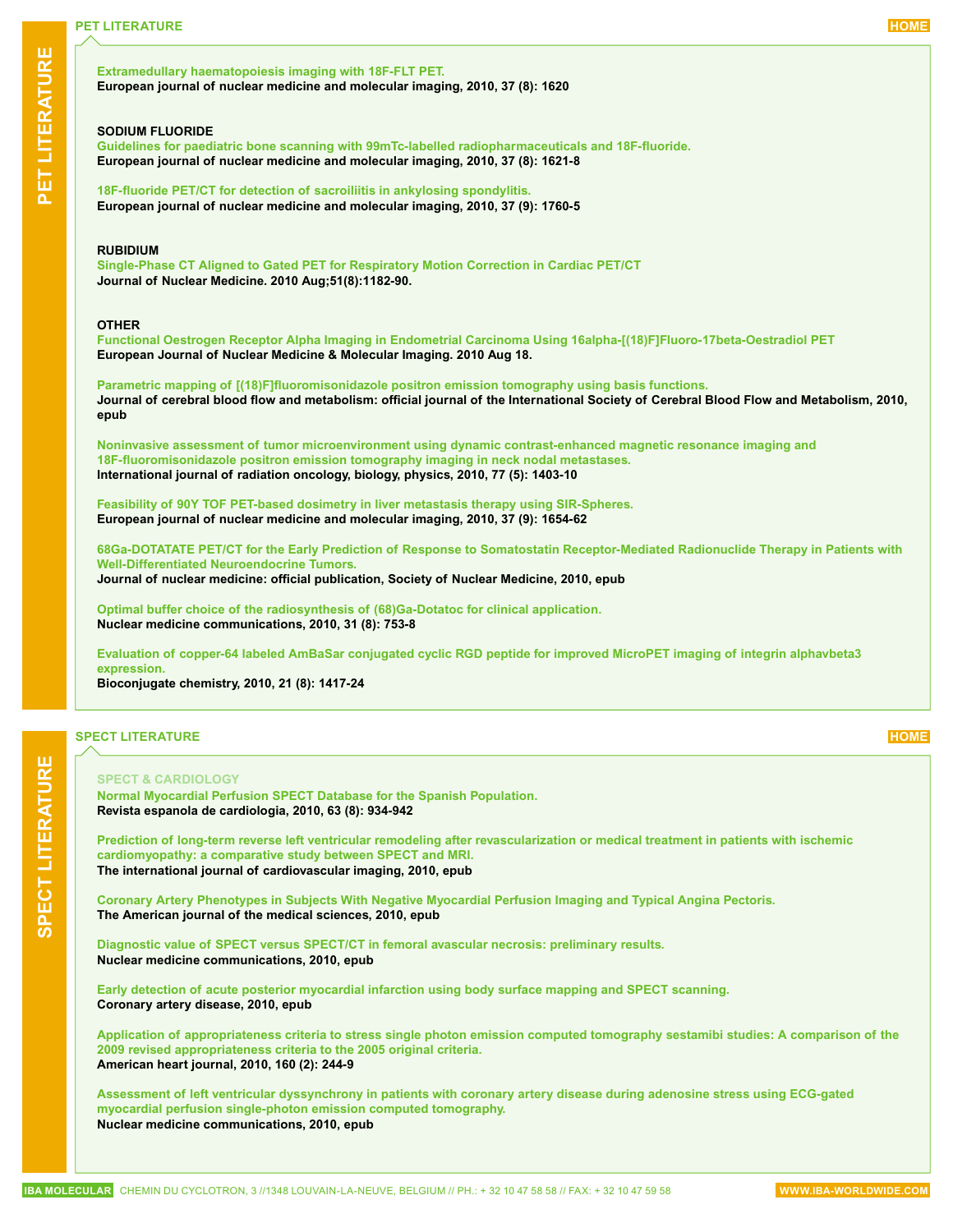## PET LITERATURE

**Extramedullary haematopoiesis imaging with 18F-FLT PET.**
**European journal of nuclear medicine and molecular imaging, 2010, 37 (8): 1620**

### SODIUM FLUORIDE

**Guidelines for paediatric bone scanning with 99mTc-labelled radiopharmaceuticals and 18F-fluoride.**
**European journal of nuclear medicine and molecular imaging, 2010, 37 (8): 1621-8**

**18F-fluoride PET/CT for detection of sacroiliitis in ankylosing spondylitis.**
**European journal of nuclear medicine and molecular imaging, 2010, 37 (9): 1760-5**

### RUBIDIUM

**Single-Phase CT Aligned to Gated PET for Respiratory Motion Correction in Cardiac PET/CT**
**Journal of Nuclear Medicine. 2010 Aug;51(8):1182-90.**

### OTHER

**Functional Oestrogen Receptor Alpha Imaging in Endometrial Carcinoma Using 16alpha-[(18)F]Fluoro-17beta-Oestradiol PET**
**European Journal of Nuclear Medicine & Molecular Imaging. 2010 Aug 18.**

**Parametric mapping of [(18)F]fluoromisonidazole positron emission tomography using basis functions.**
**Journal of cerebral blood flow and metabolism: official journal of the International Society of Cerebral Blood Flow and Metabolism, 2010, epub**

**Noninvasive assessment of tumor microenvironment using dynamic contrast-enhanced magnetic resonance imaging and 18F-fluoromisonidazole positron emission tomography imaging in neck nodal metastases.**
**International journal of radiation oncology, biology, physics, 2010, 77 (5): 1403-10**

**Feasibility of 90Y TOF PET-based dosimetry in liver metastasis therapy using SIR-Spheres.**
**European journal of nuclear medicine and molecular imaging, 2010, 37 (9): 1654-62**

**68Ga-DOTATATE PET/CT for the Early Prediction of Response to Somatostatin Receptor-Mediated Radionuclide Therapy in Patients with Well-Differentiated Neuroendocrine Tumors.**
**Journal of nuclear medicine: official publication, Society of Nuclear Medicine, 2010, epub**

**Optimal buffer choice of the radiosynthesis of (68)Ga-Dotatoc for clinical application.**
**Nuclear medicine communications, 2010, 31 (8): 753-8**

**Evaluation of copper-64 labeled AmBaSar conjugated cyclic RGD peptide for improved MicroPET imaging of integrin alphavbeta3 expression.**
**Bioconjugate chemistry, 2010, 21 (8): 1417-24**

## SPECT LITERATURE

### SPECT & CARDIOLOGY

**Normal Myocardial Perfusion SPECT Database for the Spanish Population.**
**Revista espanola de cardiologia, 2010, 63 (8): 934-942**

**Prediction of long-term reverse left ventricular remodeling after revascularization or medical treatment in patients with ischemic cardiomyopathy: a comparative study between SPECT and MRI.**
**The international journal of cardiovascular imaging, 2010, epub**

**Coronary Artery Phenotypes in Subjects With Negative Myocardial Perfusion Imaging and Typical Angina Pectoris.**
**The American journal of the medical sciences, 2010, epub**

**Diagnostic value of SPECT versus SPECT/CT in femoral avascular necrosis: preliminary results.**
**Nuclear medicine communications, 2010, epub**

**Early detection of acute posterior myocardial infarction using body surface mapping and SPECT scanning.**
**Coronary artery disease, 2010, epub**

**Application of appropriateness criteria to stress single photon emission computed tomography sestamibi studies: A comparison of the 2009 revised appropriateness criteria to the 2005 original criteria.**
**American heart journal, 2010, 160 (2): 244-9**

**Assessment of left ventricular dyssynchrony in patients with coronary artery disease during adenosine stress using ECG-gated myocardial perfusion single-photon emission computed tomography.**
**Nuclear medicine communications, 2010, epub**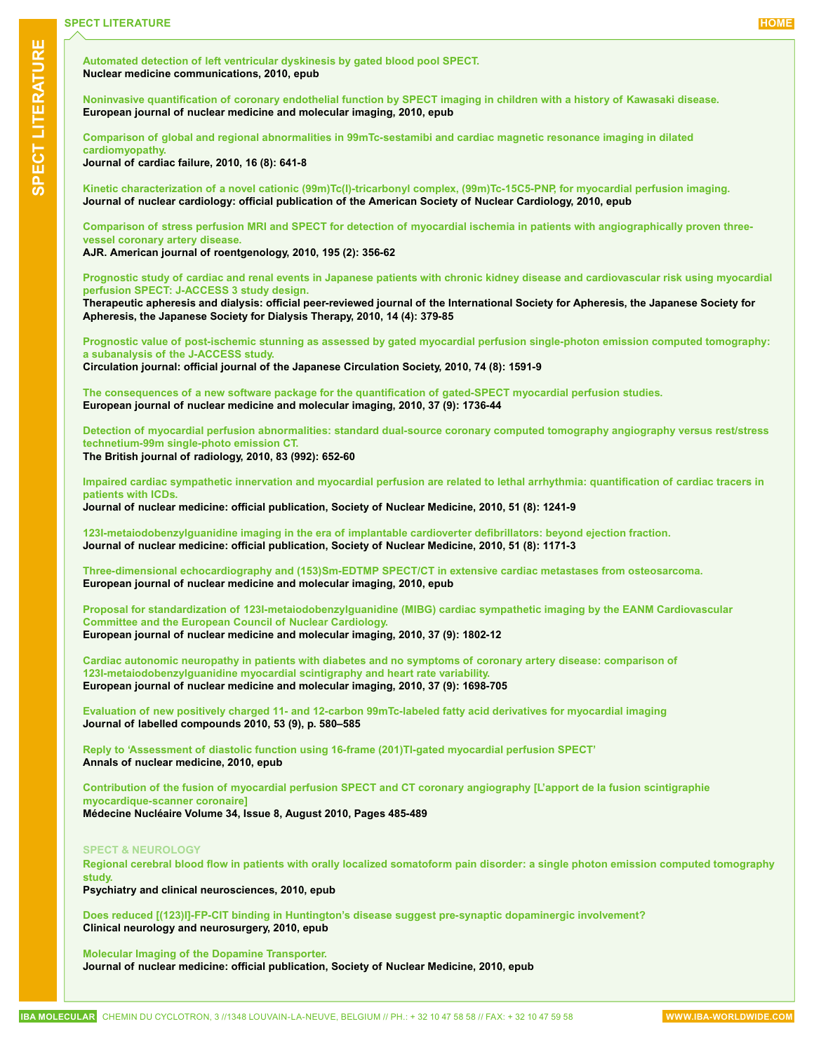## SPECT LITERATURE

**Automated detection of left ventricular dyskinesis by gated blood pool SPECT.**
**Nuclear medicine communications, 2010, epub**

**Noninvasive quantification of coronary endothelial function by SPECT imaging in children with a history of Kawasaki disease.**
**European journal of nuclear medicine and molecular imaging, 2010, epub**

**Comparison of global and regional abnormalities in 99mTc-sestamibi and cardiac magnetic resonance imaging in dilated cardiomyopathy.**
**Journal of cardiac failure, 2010, 16 (8): 641-8**

**Kinetic characterization of a novel cationic (99m)Tc(I)-tricarbonyl complex, (99m)Tc-15C5-PNP, for myocardial perfusion imaging.**
**Journal of nuclear cardiology: official publication of the American Society of Nuclear Cardiology, 2010, epub**

**Comparison of stress perfusion MRI and SPECT for detection of myocardial ischemia in patients with angiographically proven three-vessel coronary artery disease.**
**AJR. American journal of roentgenology, 2010, 195 (2): 356-62**

**Prognostic study of cardiac and renal events in Japanese patients with chronic kidney disease and cardiovascular risk using myocardial perfusion SPECT: J-ACCESS 3 study design.**
**Therapeutic apheresis and dialysis: official peer-reviewed journal of the International Society for Apheresis, the Japanese Society for Apheresis, the Japanese Society for Dialysis Therapy, 2010, 14 (4): 379-85**

**Prognostic value of post-ischemic stunning as assessed by gated myocardial perfusion single-photon emission computed tomography: a subanalysis of the J-ACCESS study.**
**Circulation journal: official journal of the Japanese Circulation Society, 2010, 74 (8): 1591-9**

**The consequences of a new software package for the quantification of gated-SPECT myocardial perfusion studies.**
**European journal of nuclear medicine and molecular imaging, 2010, 37 (9): 1736-44**

**Detection of myocardial perfusion abnormalities: standard dual-source coronary computed tomography angiography versus rest/stress technetium-99m single-photo emission CT.**
**The British journal of radiology, 2010, 83 (992): 652-60**

**Impaired cardiac sympathetic innervation and myocardial perfusion are related to lethal arrhythmia: quantification of cardiac tracers in patients with ICDs.**
**Journal of nuclear medicine: official publication, Society of Nuclear Medicine, 2010, 51 (8): 1241-9**

**123I-metaiodobenzylguanidine imaging in the era of implantable cardioverter defibrillators: beyond ejection fraction.**
**Journal of nuclear medicine: official publication, Society of Nuclear Medicine, 2010, 51 (8): 1171-3**

**Three-dimensional echocardiography and (153)Sm-EDTMP SPECT/CT in extensive cardiac metastases from osteosarcoma.**
**European journal of nuclear medicine and molecular imaging, 2010, epub**

**Proposal for standardization of 123I-metaiodobenzylguanidine (MIBG) cardiac sympathetic imaging by the EANM Cardiovascular Committee and the European Council of Nuclear Cardiology.**
**European journal of nuclear medicine and molecular imaging, 2010, 37 (9): 1802-12**

**Cardiac autonomic neuropathy in patients with diabetes and no symptoms of coronary artery disease: comparison of 123I-metaiodobenzylguanidine myocardial scintigraphy and heart rate variability.**
**European journal of nuclear medicine and molecular imaging, 2010, 37 (9): 1698-705**

**Evaluation of new positively charged 11- and 12-carbon 99mTc-labeled fatty acid derivatives for myocardial imaging**
**Journal of labelled compounds 2010, 53 (9), p. 580–585**

**Reply to ‘Assessment of diastolic function using 16-frame (201)Tl-gated myocardial perfusion SPECT’**
**Annals of nuclear medicine, 2010, epub**

**Contribution of the fusion of myocardial perfusion SPECT and CT coronary angiography [L’apport de la fusion scintigraphie myocardique-scanner coronaire]**
**Médecine Nucléaire Volume 34, Issue 8, August 2010, Pages 485-489**

### SPECT & NEUROLOGY

**Regional cerebral blood flow in patients with orally localized somatoform pain disorder: a single photon emission computed tomography study.**
**Psychiatry and clinical neurosciences, 2010, epub**

**Does reduced [(123)I]-FP-CIT binding in Huntington’s disease suggest pre-synaptic dopaminergic involvement?**
**Clinical neurology and neurosurgery, 2010, epub**

**Molecular Imaging of the Dopamine Transporter.**
**Journal of nuclear medicine: official publication, Society of Nuclear Medicine, 2010, epub**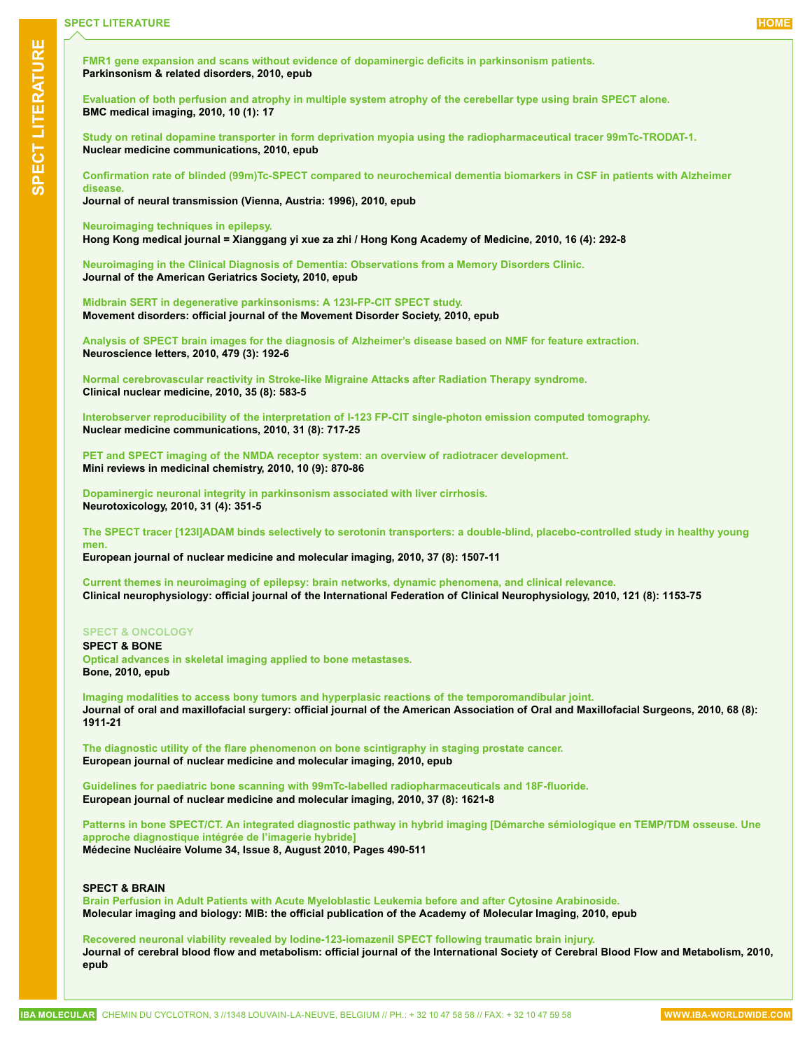**FMR1 gene expansion and scans without evidence of dopaminergic deficits in parkinsonism patients.**
**Parkinsonism & related disorders, 2010, epub**

**Evaluation of both perfusion and atrophy in multiple system atrophy of the cerebellar type using brain SPECT alone.**
**BMC medical imaging, 2010, 10 (1): 17**

**Study on retinal dopamine transporter in form deprivation myopia using the radiopharmaceutical tracer 99mTc-TRODAT-1.**
**Nuclear medicine communications, 2010, epub**

**Confirmation rate of blinded (99m)Tc-SPECT compared to neurochemical dementia biomarkers in CSF in patients with Alzheimer disease.**
**Journal of neural transmission (Vienna, Austria: 1996), 2010, epub**

**Neuroimaging techniques in epilepsy.**
**Hong Kong medical journal = Xianggang yi xue za zhi / Hong Kong Academy of Medicine, 2010, 16 (4): 292-8**

**Neuroimaging in the Clinical Diagnosis of Dementia: Observations from a Memory Disorders Clinic.**
**Journal of the American Geriatrics Society, 2010, epub**

**Midbrain SERT in degenerative parkinsonisms: A 123I-FP-CIT SPECT study.**
**Movement disorders: official journal of the Movement Disorder Society, 2010, epub**

**Analysis of SPECT brain images for the diagnosis of Alzheimer's disease based on NMF for feature extraction.**
**Neuroscience letters, 2010, 479 (3): 192-6**

**Normal cerebrovascular reactivity in Stroke-like Migraine Attacks after Radiation Therapy syndrome.**
**Clinical nuclear medicine, 2010, 35 (8): 583-5**

**Interobserver reproducibility of the interpretation of I-123 FP-CIT single-photon emission computed tomography.**
**Nuclear medicine communications, 2010, 31 (8): 717-25**

**PET and SPECT imaging of the NMDA receptor system: an overview of radiotracer development.**
**Mini reviews in medicinal chemistry, 2010, 10 (9): 870-86**

**Dopaminergic neuronal integrity in parkinsonism associated with liver cirrhosis.**
**Neurotoxicology, 2010, 31 (4): 351-5**

**The SPECT tracer [123I]ADAM binds selectively to serotonin transporters: a double-blind, placebo-controlled study in healthy young men.**
**European journal of nuclear medicine and molecular imaging, 2010, 37 (8): 1507-11**

**Current themes in neuroimaging of epilepsy: brain networks, dynamic phenomena, and clinical relevance.**
**Clinical neurophysiology: official journal of the International Federation of Clinical Neurophysiology, 2010, 121 (8): 1153-75**

## SPECT & ONCOLOGY

### SPECT & BONE

**Optical advances in skeletal imaging applied to bone metastases.**
**Bone, 2010, epub**

**Imaging modalities to access bony tumors and hyperplasic reactions of the temporomandibular joint.**
**Journal of oral and maxillofacial surgery: official journal of the American Association of Oral and Maxillofacial Surgeons, 2010, 68 (8): 1911-21**

**The diagnostic utility of the flare phenomenon on bone scintigraphy in staging prostate cancer.**
**European journal of nuclear medicine and molecular imaging, 2010, epub**

**Guidelines for paediatric bone scanning with 99mTc-labelled radiopharmaceuticals and 18F-fluoride.**
**European journal of nuclear medicine and molecular imaging, 2010, 37 (8): 1621-8**

**Patterns in bone SPECT/CT. An integrated diagnostic pathway in hybrid imaging [Démarche sémiologique en TEMP/TDM osseuse. Une approche diagnostique intégrée de l'imagerie hybride]**
**Médecine Nucléaire Volume 34, Issue 8, August 2010, Pages 490-511**

### SPECT & BRAIN

**Brain Perfusion in Adult Patients with Acute Myeloblastic Leukemia before and after Cytosine Arabinoside.**
**Molecular imaging and biology: MIB: the official publication of the Academy of Molecular Imaging, 2010, epub**

**Recovered neuronal viability revealed by Iodine-123-iomazenil SPECT following traumatic brain injury.**
**Journal of cerebral blood flow and metabolism: official journal of the International Society of Cerebral Blood Flow and Metabolism, 2010, epub**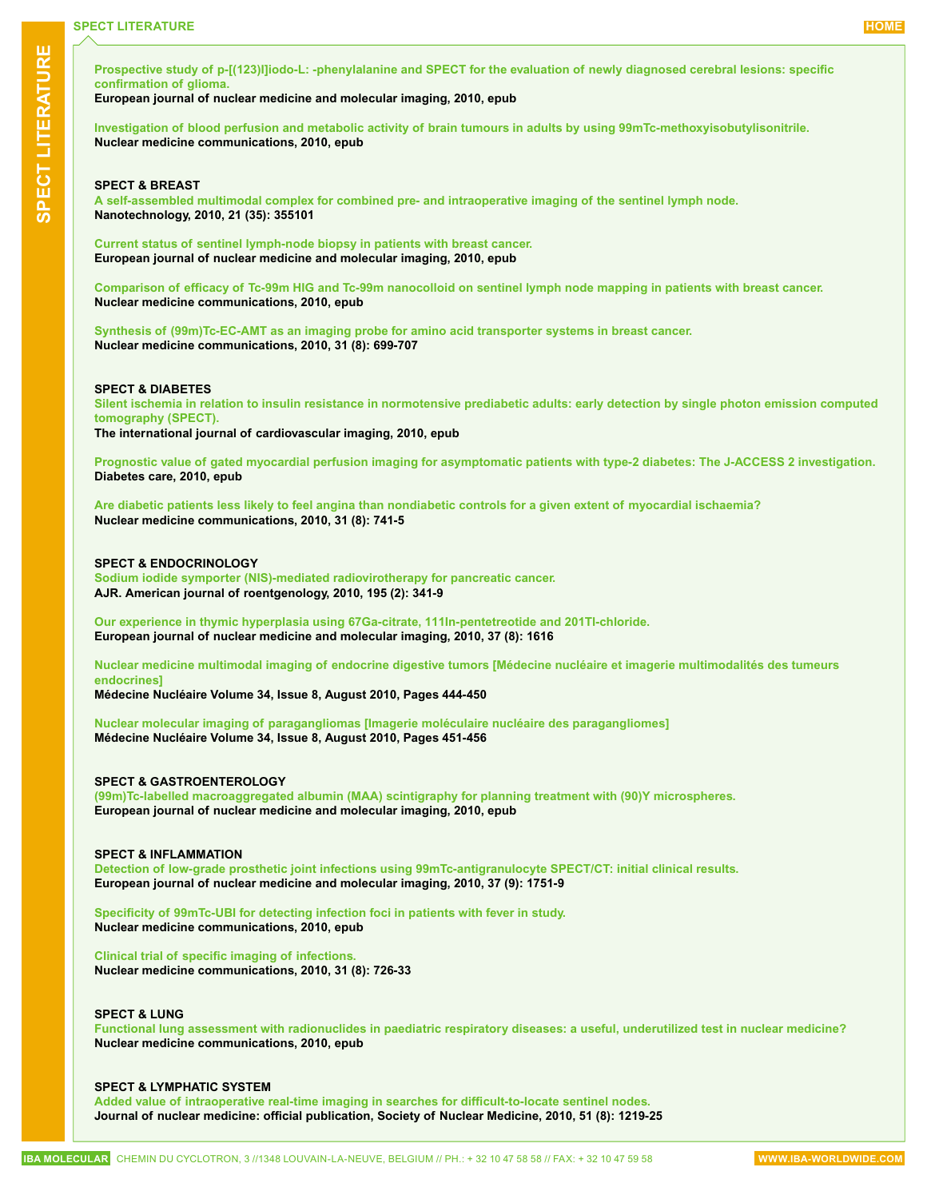**Prospective study of p-[(123)I]iodo-L: -phenylalanine and SPECT for the evaluation of newly diagnosed cerebral lesions: specific confirmation of glioma.**
European journal of nuclear medicine and molecular imaging, 2010, epub

**Investigation of blood perfusion and metabolic activity of brain tumours in adults by using 99mTc-methoxyisobutylisonitrile.**
Nuclear medicine communications, 2010, epub

## SPECT & BREAST

**A self-assembled multimodal complex for combined pre- and intraoperative imaging of the sentinel lymph node.**
Nanotechnology, 2010, 21 (35): 355101

**Current status of sentinel lymph-node biopsy in patients with breast cancer.**
European journal of nuclear medicine and molecular imaging, 2010, epub

**Comparison of efficacy of Tc-99m HIG and Tc-99m nanocolloid on sentinel lymph node mapping in patients with breast cancer.**
Nuclear medicine communications, 2010, epub

**Synthesis of (99m)Tc-EC-AMT as an imaging probe for amino acid transporter systems in breast cancer.**
Nuclear medicine communications, 2010, 31 (8): 699-707

## SPECT & DIABETES

**Silent ischemia in relation to insulin resistance in normotensive prediabetic adults: early detection by single photon emission computed tomography (SPECT).**
The international journal of cardiovascular imaging, 2010, epub

**Prognostic value of gated myocardial perfusion imaging for asymptomatic patients with type-2 diabetes: The J-ACCESS 2 investigation.**
Diabetes care, 2010, epub

**Are diabetic patients less likely to feel angina than nondiabetic controls for a given extent of myocardial ischaemia?**
Nuclear medicine communications, 2010, 31 (8): 741-5

## SPECT & ENDOCRINOLOGY

**Sodium iodide symporter (NIS)-mediated radiovirotherapy for pancreatic cancer.**
AJR. American journal of roentgenology, 2010, 195 (2): 341-9

**Our experience in thymic hyperplasia using 67Ga-citrate, 111In-pentetreotide and 201Tl-chloride.**
European journal of nuclear medicine and molecular imaging, 2010, 37 (8): 1616

**Nuclear medicine multimodal imaging of endocrine digestive tumors [Médecine nucléaire et imagerie multimodalités des tumeurs endocrines]**
Médecine Nucléaire Volume 34, Issue 8, August 2010, Pages 444-450

**Nuclear molecular imaging of paragangliomas [Imagerie moléculaire nucléaire des paragangliomes]**
Médecine Nucléaire Volume 34, Issue 8, August 2010, Pages 451-456

## SPECT & GASTROENTEROLOGY

**(99m)Tc-labelled macroaggregated albumin (MAA) scintigraphy for planning treatment with (90)Y microspheres.**
European journal of nuclear medicine and molecular imaging, 2010, epub

## SPECT & INFLAMMATION

**Detection of low-grade prosthetic joint infections using 99mTc-antigranulocyte SPECT/CT: initial clinical results.**
European journal of nuclear medicine and molecular imaging, 2010, 37 (9): 1751-9

**Specificity of 99mTc-UBI for detecting infection foci in patients with fever in study.**
Nuclear medicine communications, 2010, epub

**Clinical trial of specific imaging of infections.**
Nuclear medicine communications, 2010, 31 (8): 726-33

## SPECT & LUNG

**Functional lung assessment with radionuclides in paediatric respiratory diseases: a useful, underutilized test in nuclear medicine?**
Nuclear medicine communications, 2010, epub

## SPECT & LYMPHATIC SYSTEM

**Added value of intraoperative real-time imaging in searches for difficult-to-locate sentinel nodes.**
Journal of nuclear medicine: official publication, Society of Nuclear Medicine, 2010, 51 (8): 1219-25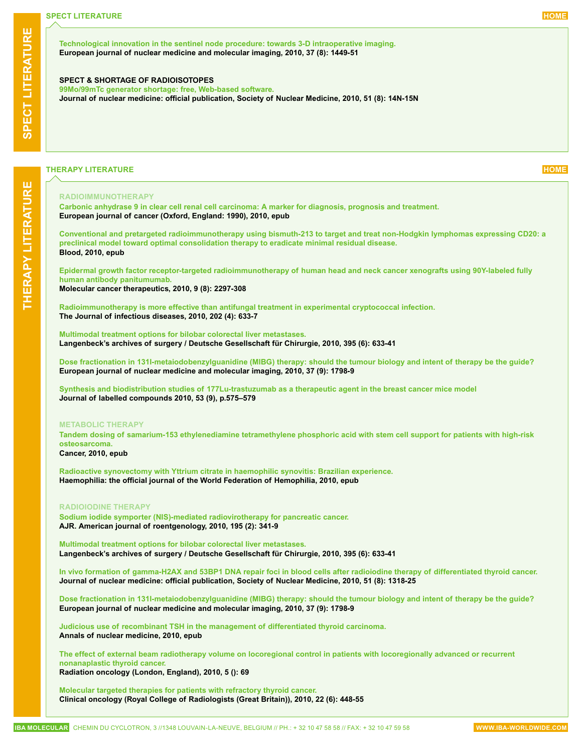## SPECT LITERATURE

**Technological innovation in the sentinel node procedure: towards 3-D intraoperative imaging.**
**European journal of nuclear medicine and molecular imaging, 2010, 37 (8): 1449-51**

### SPECT & SHORTAGE OF RADIOISOTOPES

**99Mo/99mTc generator shortage: free, Web-based software.**
**Journal of nuclear medicine: official publication, Society of Nuclear Medicine, 2010, 51 (8): 14N-15N**

## THERAPY LITERATURE

### RADIOIMMUNOTHERAPY

**Carbonic anhydrase 9 in clear cell renal cell carcinoma: A marker for diagnosis, prognosis and treatment.**
**European journal of cancer (Oxford, England: 1990), 2010, epub**

**Conventional and pretargeted radioimmunotherapy using bismuth-213 to target and treat non-Hodgkin lymphomas expressing CD20: a preclinical model toward optimal consolidation therapy to eradicate minimal residual disease.**
**Blood, 2010, epub**

**Epidermal growth factor receptor-targeted radioimmunotherapy of human head and neck cancer xenografts using 90Y-labeled fully human antibody panitumumab.**
**Molecular cancer therapeutics, 2010, 9 (8): 2297-308**

**Radioimmunotherapy is more effective than antifungal treatment in experimental cryptococcal infection.**
**The Journal of infectious diseases, 2010, 202 (4): 633-7**

**Multimodal treatment options for bilobar colorectal liver metastases.**
**Langenbeck's archives of surgery / Deutsche Gesellschaft für Chirurgie, 2010, 395 (6): 633-41**

**Dose fractionation in 131I-metaiodobenzylguanidine (MIBG) therapy: should the tumour biology and intent of therapy be the guide?**
**European journal of nuclear medicine and molecular imaging, 2010, 37 (9): 1798-9**

**Synthesis and biodistribution studies of 177Lu-trastuzumab as a therapeutic agent in the breast cancer mice model**
**Journal of labelled compounds 2010, 53 (9), p.575–579**

### METABOLIC THERAPY

**Tandem dosing of samarium-153 ethylenediamine tetramethylene phosphoric acid with stem cell support for patients with high-risk osteosarcoma.**
**Cancer, 2010, epub**

**Radioactive synovectomy with Yttrium citrate in haemophilic synovitis: Brazilian experience.**
**Haemophilia: the official journal of the World Federation of Hemophilia, 2010, epub**

### RADIOIODINE THERAPY

**Sodium iodide symporter (NIS)-mediated radiovirotherapy for pancreatic cancer.**
**AJR. American journal of roentgenology, 2010, 195 (2): 341-9**

**Multimodal treatment options for bilobar colorectal liver metastases.**
**Langenbeck's archives of surgery / Deutsche Gesellschaft für Chirurgie, 2010, 395 (6): 633-41**

**In vivo formation of gamma-H2AX and 53BP1 DNA repair foci in blood cells after radioiodine therapy of differentiated thyroid cancer.**
**Journal of nuclear medicine: official publication, Society of Nuclear Medicine, 2010, 51 (8): 1318-25**

**Dose fractionation in 131I-metaiodobenzylguanidine (MIBG) therapy: should the tumour biology and intent of therapy be the guide?**
**European journal of nuclear medicine and molecular imaging, 2010, 37 (9): 1798-9**

**Judicious use of recombinant TSH in the management of differentiated thyroid carcinoma.**
**Annals of nuclear medicine, 2010, epub**

**The effect of external beam radiotherapy volume on locoregional control in patients with locoregionally advanced or recurrent nonanaplastic thyroid cancer.**
**Radiation oncology (London, England), 2010, 5 (): 69**

**Molecular targeted therapies for patients with refractory thyroid cancer.**
**Clinical oncology (Royal College of Radiologists (Great Britain)), 2010, 22 (6): 448-55**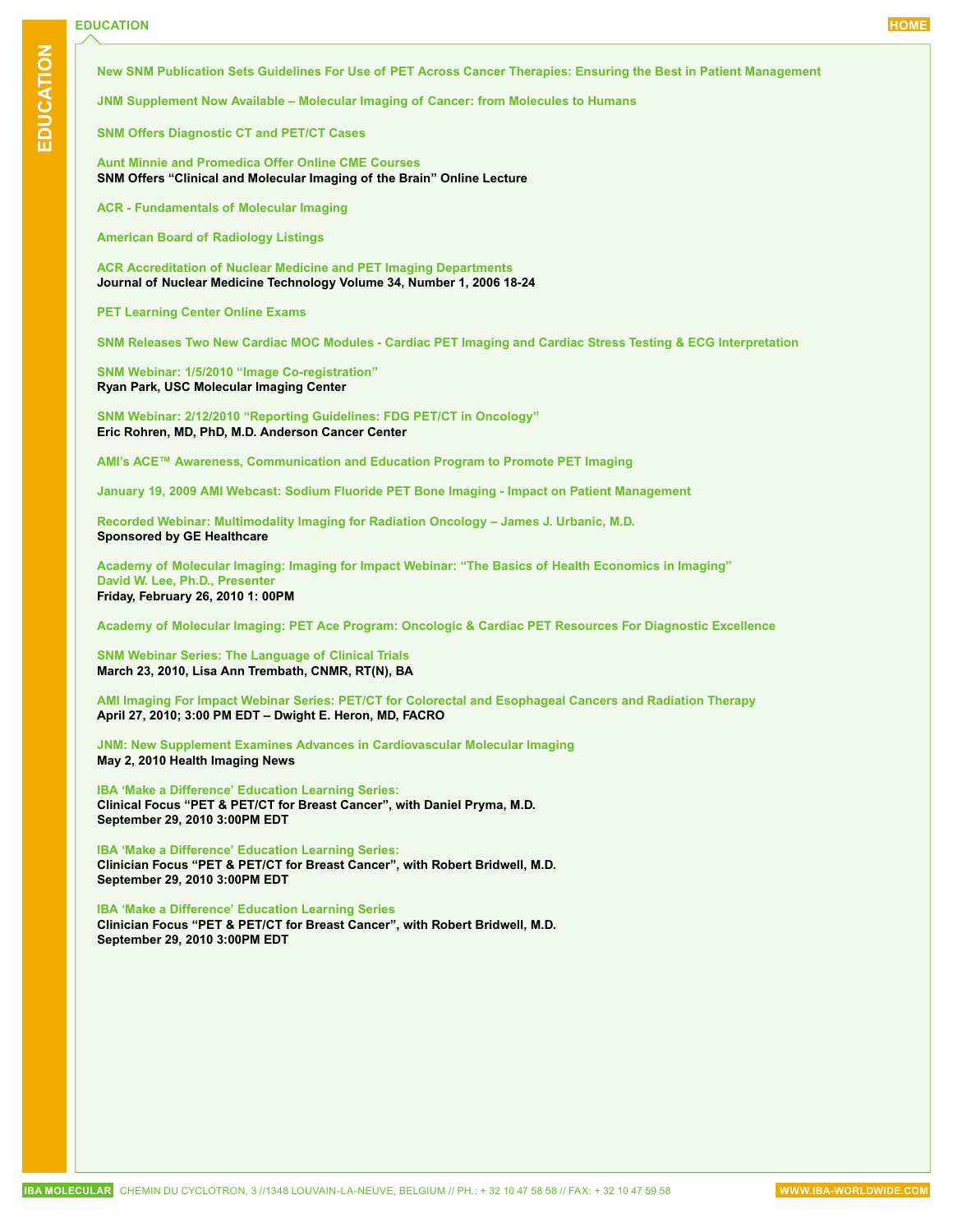# EDUCATION

**New SNM Publication Sets Guidelines For Use of PET Across Cancer Therapies: Ensuring the Best in Patient Management**

**JNM Supplement Now Available – Molecular Imaging of Cancer: from Molecules to Humans**

**SNM Offers Diagnostic CT and PET/CT Cases**

**Aunt Minnie and Promedica Offer Online CME Courses**
**SNM Offers "Clinical and Molecular Imaging of the Brain" Online Lecture**

**ACR - Fundamentals of Molecular Imaging**

**American Board of Radiology Listings**

**ACR Accreditation of Nuclear Medicine and PET Imaging Departments**
**Journal of Nuclear Medicine Technology Volume 34, Number 1, 2006 18-24**

**PET Learning Center Online Exams**

**SNM Releases Two New Cardiac MOC Modules - Cardiac PET Imaging and Cardiac Stress Testing & ECG Interpretation**

**SNM Webinar: 1/5/2010 "Image Co-registration"**
**Ryan Park, USC Molecular Imaging Center**

**SNM Webinar: 2/12/2010 "Reporting Guidelines: FDG PET/CT in Oncology"**
**Eric Rohren, MD, PhD, M.D. Anderson Cancer Center**

**AMI's ACE™ Awareness, Communication and Education Program to Promote PET Imaging**

**January 19, 2009 AMI Webcast: Sodium Fluoride PET Bone Imaging - Impact on Patient Management**

**Recorded Webinar: Multimodality Imaging for Radiation Oncology – James J. Urbanic, M.D.**
**Sponsored by GE Healthcare**

**Academy of Molecular Imaging: Imaging for Impact Webinar: "The Basics of Health Economics in Imaging"**
**David W. Lee, Ph.D., Presenter**
**Friday, February 26, 2010 1: 00PM**

**Academy of Molecular Imaging: PET Ace Program: Oncologic & Cardiac PET Resources For Diagnostic Excellence**

**SNM Webinar Series: The Language of Clinical Trials**
**March 23, 2010, Lisa Ann Trembath, CNMR, RT(N), BA**

**AMI Imaging For Impact Webinar Series: PET/CT for Colorectal and Esophageal Cancers and Radiation Therapy**
**April 27, 2010; 3:00 PM EDT – Dwight E. Heron, MD, FACRO**

**JNM: New Supplement Examines Advances in Cardiovascular Molecular Imaging**
**May 2, 2010 Health Imaging News**

**IBA 'Make a Difference' Education Learning Series:**
**Clinical Focus "PET & PET/CT for Breast Cancer", with Daniel Pryma, M.D.**
**September 29, 2010 3:00PM EDT**

**IBA 'Make a Difference' Education Learning Series:**
**Clinician Focus "PET & PET/CT for Breast Cancer", with Robert Bridwell, M.D.**
**September 29, 2010 3:00PM EDT**

**IBA 'Make a Difference' Education Learning Series**
**Clinician Focus "PET & PET/CT for Breast Cancer", with Robert Bridwell, M.D.**
**September 29, 2010 3:00PM EDT**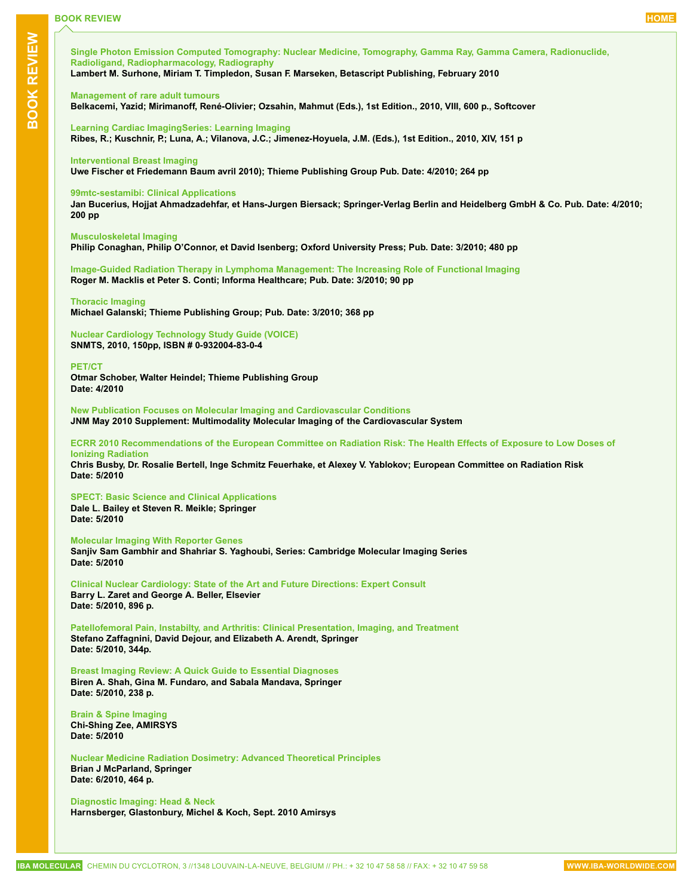# BOOK REVIEW

**Single Photon Emission Computed Tomography: Nuclear Medicine, Tomography, Gamma Ray, Gamma Camera, Radionuclide, Radioligand, Radiopharmacology, Radiography**
**Lambert M. Surhone, Miriam T. Timpledon, Susan F. Marseken, Betascript Publishing, February 2010**

**Management of rare adult tumours**
**Belkacemi, Yazid; Mirimanoff, René-Olivier; Ozsahin, Mahmut (Eds.), 1st Edition., 2010, VIII, 600 p., Softcover**

**Learning Cardiac ImagingSeries: Learning Imaging**
**Ribes, R.; Kuschnir, P.; Luna, A.; Vilanova, J.C.; Jimenez-Hoyuela, J.M. (Eds.), 1st Edition., 2010, XIV, 151 p**

**Interventional Breast Imaging**
**Uwe Fischer et Friedemann Baum avril 2010); Thieme Publishing Group Pub. Date: 4/2010; 264 pp**

**99mtc-sestamibi: Clinical Applications**
**Jan Bucerius, Hojjat Ahmadzadehfar, et Hans-Jurgen Biersack; Springer-Verlag Berlin and Heidelberg GmbH & Co. Pub. Date: 4/2010; 200 pp**

**Musculoskeletal Imaging**
**Philip Conaghan, Philip O'Connor, et David Isenberg; Oxford University Press; Pub. Date: 3/2010; 480 pp**

**Image-Guided Radiation Therapy in Lymphoma Management: The Increasing Role of Functional Imaging**
**Roger M. Macklis et Peter S. Conti; Informa Healthcare; Pub. Date: 3/2010; 90 pp**

**Thoracic Imaging**
**Michael Galanski; Thieme Publishing Group; Pub. Date: 3/2010; 368 pp**

**Nuclear Cardiology Technology Study Guide (VOICE)**
**SNMTS, 2010, 150pp, ISBN # 0-932004-83-0-4**

**PET/CT**
**Otmar Schober, Walter Heindel; Thieme Publishing Group**
**Date: 4/2010**

**New Publication Focuses on Molecular Imaging and Cardiovascular Conditions**
**JNM May 2010 Supplement: Multimodality Molecular Imaging of the Cardiovascular System**

**ECRR 2010 Recommendations of the European Committee on Radiation Risk: The Health Effects of Exposure to Low Doses of Ionizing Radiation**
**Chris Busby, Dr. Rosalie Bertell, Inge Schmitz Feuerhake, et Alexey V. Yablokov; European Committee on Radiation Risk**
**Date: 5/2010**

**SPECT: Basic Science and Clinical Applications**
**Dale L. Bailey et Steven R. Meikle; Springer**
**Date: 5/2010**

**Molecular Imaging With Reporter Genes**
**Sanjiv Sam Gambhir and Shahriar S. Yaghoubi, Series: Cambridge Molecular Imaging Series**
**Date: 5/2010**

**Clinical Nuclear Cardiology: State of the Art and Future Directions: Expert Consult**
**Barry L. Zaret and George A. Beller, Elsevier**
**Date: 5/2010, 896 p.**

**Patellofemoral Pain, Instabilty, and Arthritis: Clinical Presentation, Imaging, and Treatment**
**Stefano Zaffagnini, David Dejour, and Elizabeth A. Arendt, Springer**
**Date: 5/2010, 344p.**

**Breast Imaging Review: A Quick Guide to Essential Diagnoses**
**Biren A. Shah, Gina M. Fundaro, and Sabala Mandava, Springer**
**Date: 5/2010, 238 p.**

**Brain & Spine Imaging**
**Chi-Shing Zee, AMIRSYS**
**Date: 5/2010**

**Nuclear Medicine Radiation Dosimetry: Advanced Theoretical Principles**
**Brian J McParland, Springer**
**Date: 6/2010, 464 p.**

**Diagnostic Imaging: Head & Neck**
**Harnsberger, Glastonbury, Michel & Koch, Sept. 2010 Amirsys**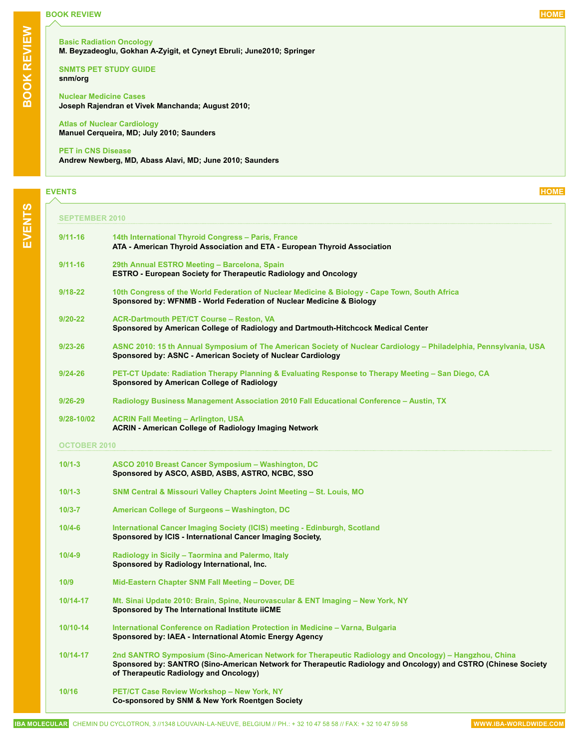## BOOK REVIEW

**Basic Radiation Oncology**
**M. Beyzadeoglu, Gokhan A-Zyigit, et Cyneyt Ebruli; June2010; Springer**

**SNMTS PET STUDY GUIDE**
**snm/org**

**Nuclear Medicine Cases**
**Joseph Rajendran et Vivek Manchanda; August 2010;**

**Atlas of Nuclear Cardiology**
**Manuel Cerqueira, MD; July 2010; Saunders**

**PET in CNS Disease**
**Andrew Newberg, MD, Abass Alavi, MD; June 2010; Saunders**

## EVENTS

### SEPTEMBER 2010

**9/11-16** — **14th International Thyroid Congress – Paris, France**
**ATA - American Thyroid Association and ETA - European Thyroid Association**

**9/11-16** — **29th Annual ESTRO Meeting – Barcelona, Spain**
**ESTRO - European Society for Therapeutic Radiology and Oncology**

**9/18-22** — **10th Congress of the World Federation of Nuclear Medicine & Biology - Cape Town, South Africa**
**Sponsored by: WFNMB - World Federation of Nuclear Medicine & Biology**

**9/20-22** — **ACR-Dartmouth PET/CT Course – Reston, VA**
**Sponsored by American College of Radiology and Dartmouth-Hitchcock Medical Center**

**9/23-26** — **ASNC 2010: 15 th Annual Symposium of The American Society of Nuclear Cardiology – Philadelphia, Pennsylvania, USA**
**Sponsored by: ASNC - American Society of Nuclear Cardiology**

**9/24-26** — **PET-CT Update: Radiation Therapy Planning & Evaluating Response to Therapy Meeting – San Diego, CA**
**Sponsored by American College of Radiology**

**9/26-29** — **Radiology Business Management Association 2010 Fall Educational Conference – Austin, TX**

**9/28-10/02** — **ACRIN Fall Meeting – Arlington, USA**
**ACRIN - American College of Radiology Imaging Network**

### OCTOBER 2010

**10/1-3** — **ASCO 2010 Breast Cancer Symposium – Washington, DC**
**Sponsored by ASCO, ASBD, ASBS, ASTRO, NCBC, SSO**

**10/1-3** — **SNM Central & Missouri Valley Chapters Joint Meeting – St. Louis, MO**

**10/3-7** — **American College of Surgeons – Washington, DC**

**10/4-6** — **International Cancer Imaging Society (ICIS) meeting - Edinburgh, Scotland**
**Sponsored by ICIS - International Cancer Imaging Society,**

**10/4-9** — **Radiology in Sicily – Taormina and Palermo, Italy**
**Sponsored by Radiology International, Inc.**

**10/9** — **Mid-Eastern Chapter SNM Fall Meeting – Dover, DE**

**10/14-17** — **Mt. Sinai Update 2010: Brain, Spine, Neurovascular & ENT Imaging – New York, NY**
**Sponsored by The International Institute iiCME**

**10/10-14** — **International Conference on Radiation Protection in Medicine – Varna, Bulgaria**
**Sponsored by: IAEA - International Atomic Energy Agency**

**10/14-17** — **2nd SANTRO Symposium (Sino-American Network for Therapeutic Radiology and Oncology) – Hangzhou, China**
**Sponsored by: SANTRO (Sino-American Network for Therapeutic Radiology and Oncology) and CSTRO (Chinese Society of Therapeutic Radiology and Oncology)**

**10/16** — **PET/CT Case Review Workshop – New York, NY**
**Co-sponsored by SNM & New York Roentgen Society**

IBA MOLECULAR CHEMIN DU CYCLOTRON, 3 //1348 LOUVAIN-LA-NEUVE, BELGIUM // PH.: + 32 10 47 58 58 // FAX: + 32 10 47 59 58 WWW.IBA-WORLDWIDE.COM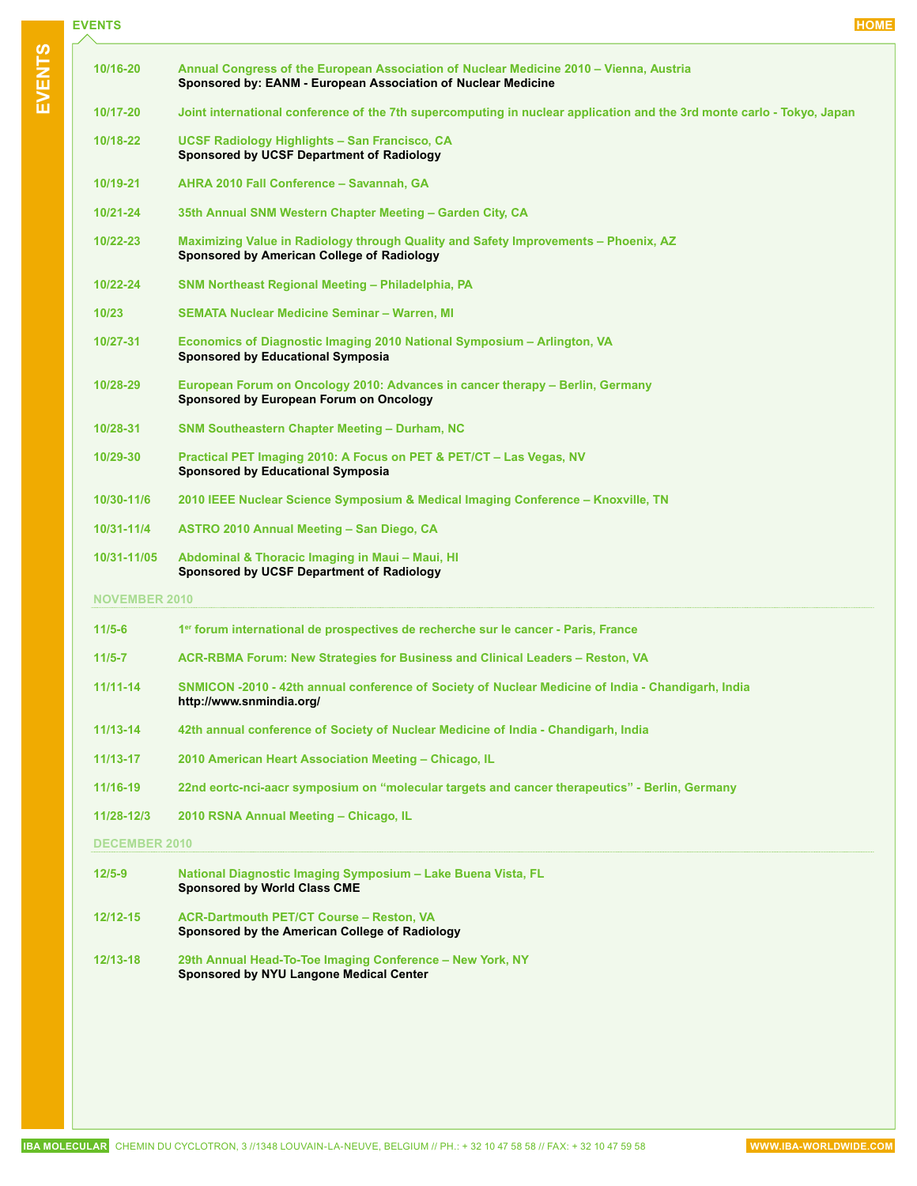# EVENTS

| | |
|---|---|
| 10/16-20 | **Annual Congress of the European Association of Nuclear Medicine 2010 – Vienna, Austria**<br>Sponsored by: EANM - European Association of Nuclear Medicine |
| 10/17-20 | **Joint international conference of the 7th supercomputing in nuclear application and the 3rd monte carlo - Tokyo, Japan** |
| 10/18-22 | **UCSF Radiology Highlights – San Francisco, CA**<br>Sponsored by UCSF Department of Radiology |
| 10/19-21 | **AHRA 2010 Fall Conference – Savannah, GA** |
| 10/21-24 | **35th Annual SNM Western Chapter Meeting – Garden City, CA** |
| 10/22-23 | **Maximizing Value in Radiology through Quality and Safety Improvements – Phoenix, AZ**<br>Sponsored by American College of Radiology |
| 10/22-24 | **SNM Northeast Regional Meeting – Philadelphia, PA** |
| 10/23 | **SEMATA Nuclear Medicine Seminar – Warren, MI** |
| 10/27-31 | **Economics of Diagnostic Imaging 2010 National Symposium – Arlington, VA**<br>Sponsored by Educational Symposia |
| 10/28-29 | **European Forum on Oncology 2010: Advances in cancer therapy – Berlin, Germany**<br>Sponsored by European Forum on Oncology |
| 10/28-31 | **SNM Southeastern Chapter Meeting – Durham, NC** |
| 10/29-30 | **Practical PET Imaging 2010: A Focus on PET & PET/CT – Las Vegas, NV**<br>Sponsored by Educational Symposia |
| 10/30-11/6 | **2010 IEEE Nuclear Science Symposium & Medical Imaging Conference – Knoxville, TN** |
| 10/31-11/4 | **ASTRO 2010 Annual Meeting – San Diego, CA** |
| 10/31-11/05 | **Abdominal & Thoracic Imaging in Maui – Maui, HI**<br>Sponsored by UCSF Department of Radiology |

## NOVEMBER 2010

| | |
|---|---|
| 11/5-6 | **1er forum international de prospectives de recherche sur le cancer - Paris, France** |
| 11/5-7 | **ACR-RBMA Forum: New Strategies for Business and Clinical Leaders – Reston, VA** |
| 11/11-14 | **SNMICON -2010 - 42th annual conference of Society of Nuclear Medicine of India - Chandigarh, India**<br>http://www.snmindia.org/ |
| 11/13-14 | **42th annual conference of Society of Nuclear Medicine of India - Chandigarh, India** |
| 11/13-17 | **2010 American Heart Association Meeting – Chicago, IL** |
| 11/16-19 | **22nd eortc-nci-aacr symposium on “molecular targets and cancer therapeutics” - Berlin, Germany** |
| 11/28-12/3 | **2010 RSNA Annual Meeting – Chicago, IL** |

## DECEMBER 2010

| | |
|---|---|
| 12/5-9 | **National Diagnostic Imaging Symposium – Lake Buena Vista, FL**<br>Sponsored by World Class CME |
| 12/12-15 | **ACR-Dartmouth PET/CT Course – Reston, VA**<br>Sponsored by the American College of Radiology |
| 12/13-18 | **29th Annual Head-To-Toe Imaging Conference – New York, NY**<br>Sponsored by NYU Langone Medical Center |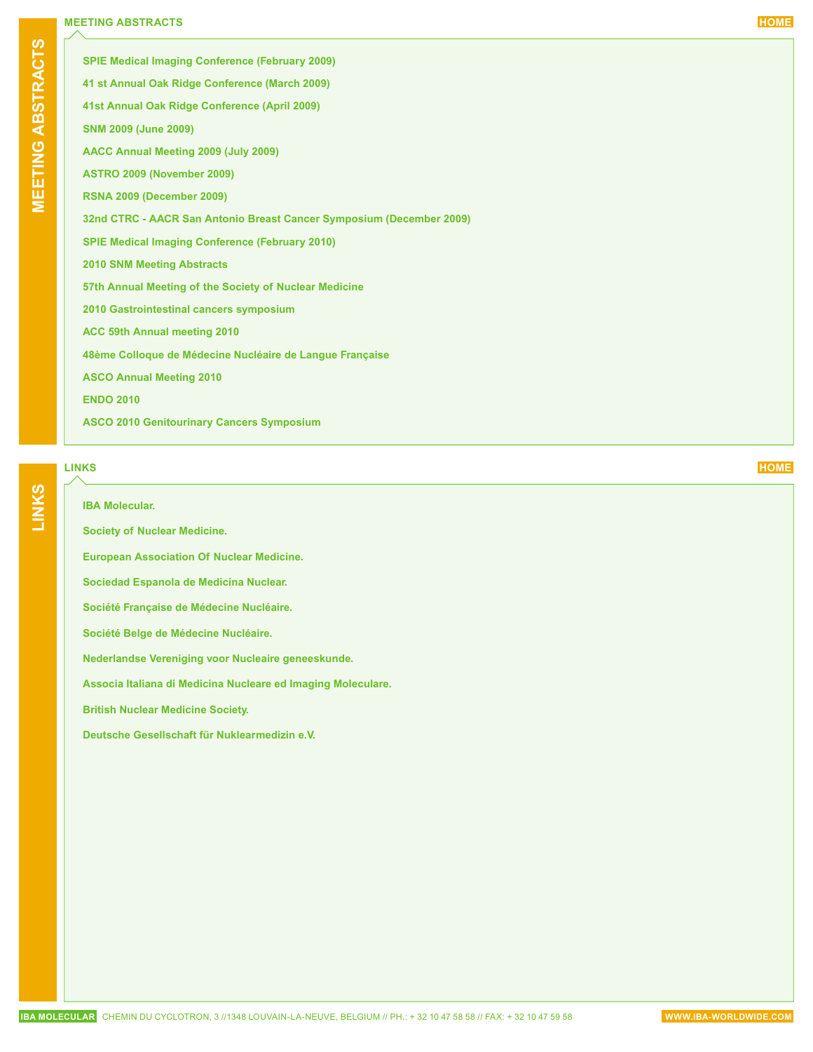## MEETING ABSTRACTS

HOME

- SPIE Medical Imaging Conference (February 2009)
- 41 st Annual Oak Ridge Conference (March 2009)
- 41st Annual Oak Ridge Conference (April 2009)
- SNM 2009 (June 2009)
- AACC Annual Meeting 2009 (July 2009)
- ASTRO 2009 (November 2009)
- RSNA 2009 (December 2009)
- 32nd CTRC - AACR San Antonio Breast Cancer Symposium (December 2009)
- SPIE Medical Imaging Conference (February 2010)
- 2010 SNM Meeting Abstracts
- 57th Annual Meeting of the Society of Nuclear Medicine
- 2010 Gastrointestinal cancers symposium
- ACC 59th Annual meeting 2010
- 48ème Colloque de Médecine Nucléaire de Langue Française
- ASCO Annual Meeting 2010
- ENDO 2010
- ASCO 2010 Genitourinary Cancers Symposium

## LINKS

HOME

- IBA Molecular.
- Society of Nuclear Medicine.
- European Association Of Nuclear Medicine.
- Sociedad Espanola de Medicina Nuclear.
- Société Française de Médecine Nucléaire.
- Société Belge de Médecine Nucléaire.
- Nederlandse Vereniging voor Nucleaire geneeskunde.
- Associa Italiana di Medicina Nucleare ed Imaging Moleculare.
- British Nuclear Medicine Society.
- Deutsche Gesellschaft für Nuklearmedizin e.V.

IBA MOLECULAR CHEMIN DU CYCLOTRON, 3 //1348 LOUVAIN-LA-NEUVE, BELGIUM // PH.: + 32 10 47 58 58 // FAX: + 32 10 47 59 58 WWW.IBA-WORLDWIDE.COM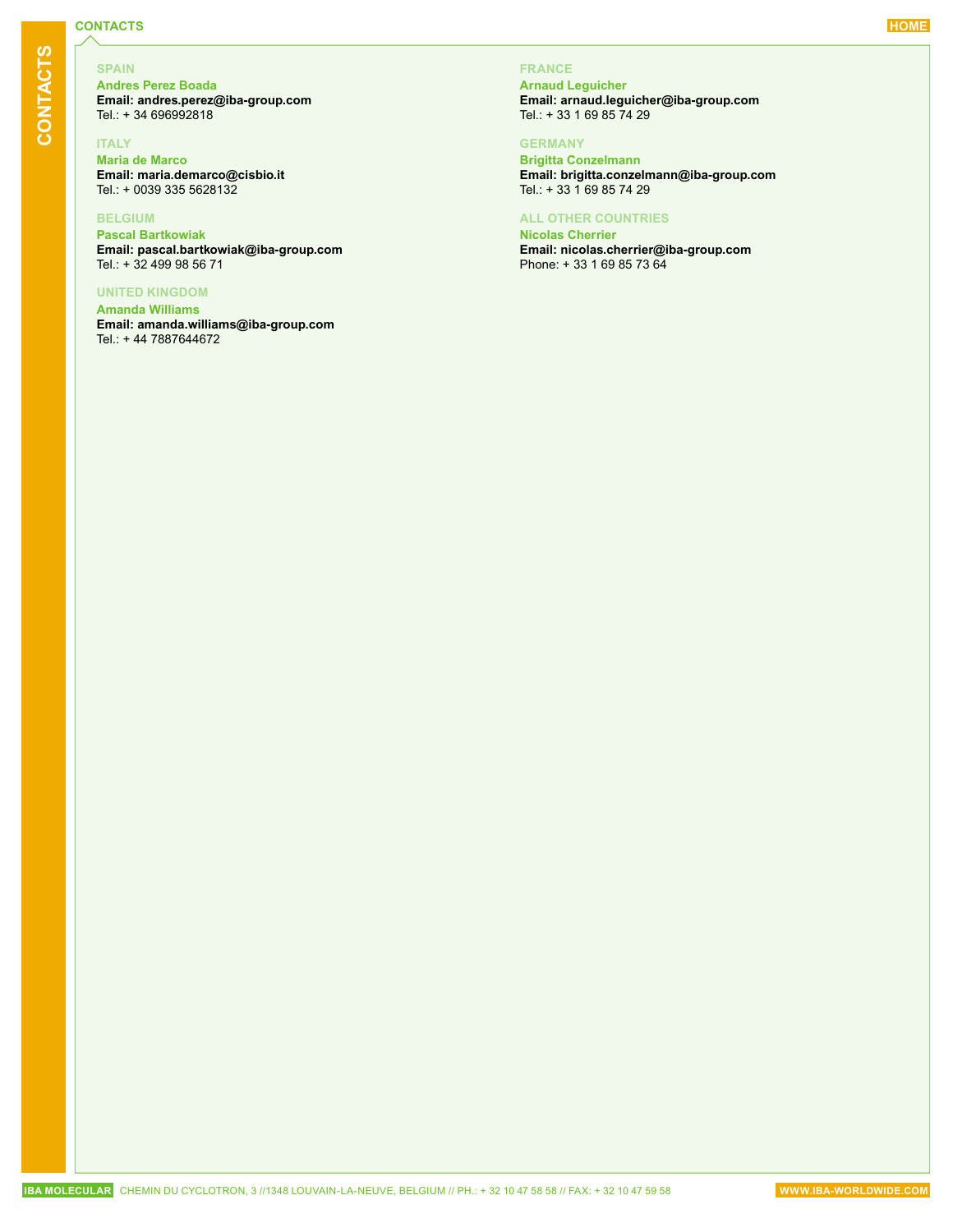# CONTACTS

## SPAIN

**Andres Perez Boada**
**Email: andres.perez@iba-group.com**
Tel.: + 34 696992818

## ITALY

**Maria de Marco**
**Email: maria.demarco@cisbio.it**
Tel.: + 0039 335 5628132

## BELGIUM

**Pascal Bartkowiak**
**Email: pascal.bartkowiak@iba-group.com**
Tel.: + 32 499 98 56 71

## UNITED KINGDOM

**Amanda Williams**
**Email: amanda.williams@iba-group.com**
Tel.: + 44 7887644672

## FRANCE

**Arnaud Leguicher**
**Email: arnaud.leguicher@iba-group.com**
Tel.: + 33 1 69 85 74 29

## GERMANY

**Brigitta Conzelmann**
**Email: brigitta.conzelmann@iba-group.com**
Tel.: + 33 1 69 85 74 29

## ALL OTHER COUNTRIES

**Nicolas Cherrier**
**Email: nicolas.cherrier@iba-group.com**
Phone: + 33 1 69 85 73 64

**IBA MOLECULAR** CHEMIN DU CYCLOTRON, 3 //1348 LOUVAIN-LA-NEUVE, BELGIUM // PH.: + 32 10 47 58 58 // FAX: + 32 10 47 59 58 **WWW.IBA-WORLDWIDE.COM**